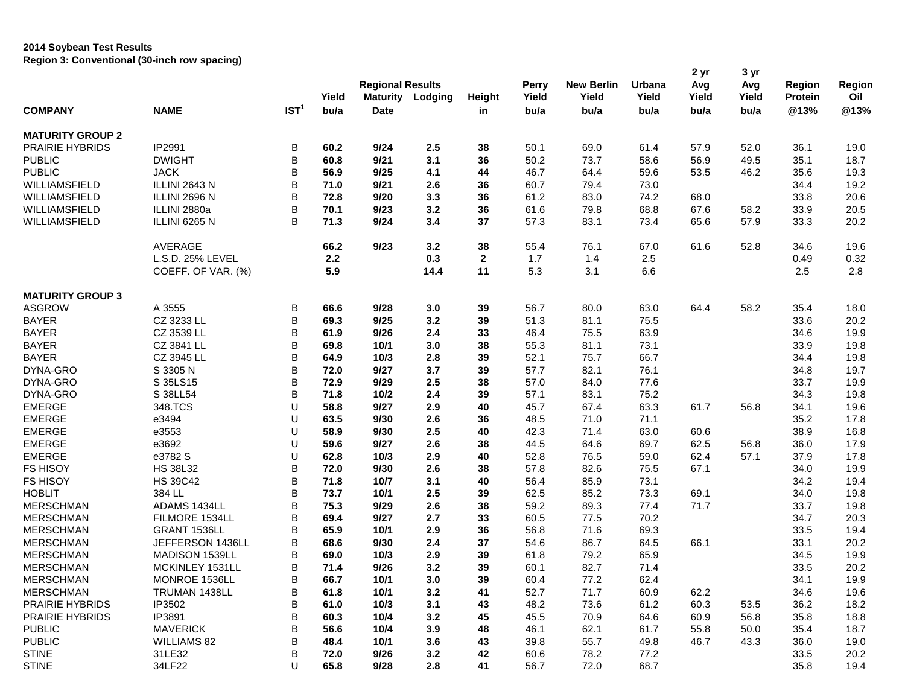**2014 Soybean Test Results**
**Region 3: Conventional (30-inch row spacing)**

| COMPANY | NAME | IST[1] | Yield bu/a | Regional Results Maturity Date | Lodging | Height in | Perry Yield bu/a | New Berlin Yield bu/a | Urbana Yield bu/a | 2 yr Avg Yield bu/a | 3 yr Avg Yield bu/a | Region Protein @13% | Region Oil @13% |
|---|---|---|---|---|---|---|---|---|---|---|---|---|---|
| **MATURITY GROUP 2** | | | | | | | | | | | | | |
| PRAIRIE HYBRIDS | IP2991 | B | **60.2** | **9/24** | **2.5** | **38** | 50.1 | 69.0 | 61.4 | 57.9 | 52.0 | 36.1 | 19.0 |
| PUBLIC | DWIGHT | B | **60.8** | **9/21** | **3.1** | **36** | 50.2 | 73.7 | 58.6 | 56.9 | 49.5 | 35.1 | 18.7 |
| PUBLIC | JACK | B | **56.9** | **9/25** | **4.1** | **44** | 46.7 | 64.4 | 59.6 | 53.5 | 46.2 | 35.6 | 19.3 |
| WILLIAMSFIELD | ILLINI 2643 N | B | **71.0** | **9/21** | **2.6** | **36** | 60.7 | 79.4 | 73.0 | | | 34.4 | 19.2 |
| WILLIAMSFIELD | ILLINI 2696 N | B | **72.8** | **9/20** | **3.3** | **36** | 61.2 | 83.0 | 74.2 | 68.0 | | 33.8 | 20.6 |
| WILLIAMSFIELD | ILLINI 2880a | B | **70.1** | **9/23** | **3.2** | **36** | 61.6 | 79.8 | 68.8 | 67.6 | 58.2 | 33.9 | 20.5 |
| WILLIAMSFIELD | ILLINI 6265 N | B | **71.3** | **9/24** | **3.4** | **37** | 57.3 | 83.1 | 73.4 | 65.6 | 57.9 | 33.3 | 20.2 |
| | AVERAGE | | **66.2** | **9/23** | **3.2** | **38** | 55.4 | 76.1 | 67.0 | 61.6 | 52.8 | 34.6 | 19.6 |
| | L.S.D. 25% LEVEL | | **2.2** | | **0.3** | **2** | 1.7 | 1.4 | 2.5 | | | 0.49 | 0.32 |
| | COEFF. OF VAR. (%) | | **5.9** | | **14.4** | **11** | 5.3 | 3.1 | 6.6 | | | 2.5 | 2.8 |
| **MATURITY GROUP 3** | | | | | | | | | | | | | |
| ASGROW | A 3555 | B | **66.6** | **9/28** | **3.0** | **39** | 56.7 | 80.0 | 63.0 | 64.4 | 58.2 | 35.4 | 18.0 |
| BAYER | CZ 3233 LL | B | **69.3** | **9/25** | **3.2** | **39** | 51.3 | 81.1 | 75.5 | | | 33.6 | 20.2 |
| BAYER | CZ 3539 LL | B | **61.9** | **9/26** | **2.4** | **33** | 46.4 | 75.5 | 63.9 | | | 34.6 | 19.9 |
| BAYER | CZ 3841 LL | B | **69.8** | **10/1** | **3.0** | **38** | 55.3 | 81.1 | 73.1 | | | 33.9 | 19.8 |
| BAYER | CZ 3945 LL | B | **64.9** | **10/3** | **2.8** | **39** | 52.1 | 75.7 | 66.7 | | | 34.4 | 19.8 |
| DYNA-GRO | S 3305 N | B | **72.0** | **9/27** | **3.7** | **39** | 57.7 | 82.1 | 76.1 | | | 34.8 | 19.7 |
| DYNA-GRO | S 35LS15 | B | **72.9** | **9/29** | **2.5** | **38** | 57.0 | 84.0 | 77.6 | | | 33.7 | 19.9 |
| DYNA-GRO | S 38LL54 | B | **71.8** | **10/2** | **2.4** | **39** | 57.1 | 83.1 | 75.2 | | | 34.3 | 19.8 |
| EMERGE | 348.TCS | U | **58.8** | **9/27** | **2.9** | **40** | 45.7 | 67.4 | 63.3 | 61.7 | 56.8 | 34.1 | 19.6 |
| EMERGE | e3494 | U | **63.5** | **9/30** | **2.6** | **36** | 48.5 | 71.0 | 71.1 | | | 35.2 | 17.8 |
| EMERGE | e3553 | U | **58.9** | **9/30** | **2.5** | **40** | 42.3 | 71.4 | 63.0 | 60.6 | | 38.9 | 16.8 |
| EMERGE | e3692 | U | **59.6** | **9/27** | **2.6** | **38** | 44.5 | 64.6 | 69.7 | 62.5 | 56.8 | 36.0 | 17.9 |
| EMERGE | e3782 S | U | **62.8** | **10/3** | **2.9** | **40** | 52.8 | 76.5 | 59.0 | 62.4 | 57.1 | 37.9 | 17.8 |
| FS HISOY | HS 38L32 | B | **72.0** | **9/30** | **2.6** | **38** | 57.8 | 82.6 | 75.5 | 67.1 | | 34.0 | 19.9 |
| FS HISOY | HS 39C42 | B | **71.8** | **10/7** | **3.1** | **40** | 56.4 | 85.9 | 73.1 | | | 34.2 | 19.4 |
| HOBLIT | 384 LL | B | **73.7** | **10/1** | **2.5** | **39** | 62.5 | 85.2 | 73.3 | 69.1 | | 34.0 | 19.8 |
| MERSCHMAN | ADAMS 1434LL | B | **75.3** | **9/29** | **2.6** | **38** | 59.2 | 89.3 | 77.4 | 71.7 | | 33.7 | 19.8 |
| MERSCHMAN | FILMORE 1534LL | B | **69.4** | **9/27** | **2.7** | **33** | 60.5 | 77.5 | 70.2 | | | 34.7 | 20.3 |
| MERSCHMAN | GRANT 1536LL | B | **65.9** | **10/1** | **2.9** | **36** | 56.8 | 71.6 | 69.3 | | | 33.5 | 19.4 |
| MERSCHMAN | JEFFERSON 1436LL | B | **68.6** | **9/30** | **2.4** | **37** | 54.6 | 86.7 | 64.5 | 66.1 | | 33.1 | 20.2 |
| MERSCHMAN | MADISON 1539LL | B | **69.0** | **10/3** | **2.9** | **39** | 61.8 | 79.2 | 65.9 | | | 34.5 | 19.9 |
| MERSCHMAN | MCKINLEY 1531LL | B | **71.4** | **9/26** | **3.2** | **39** | 60.1 | 82.7 | 71.4 | | | 33.5 | 20.2 |
| MERSCHMAN | MONROE 1536LL | B | **66.7** | **10/1** | **3.0** | **39** | 60.4 | 77.2 | 62.4 | | | 34.1 | 19.9 |
| MERSCHMAN | TRUMAN 1438LL | B | **61.8** | **10/1** | **3.2** | **41** | 52.7 | 71.7 | 60.9 | 62.2 | | 34.6 | 19.6 |
| PRAIRIE HYBRIDS | IP3502 | B | **61.0** | **10/3** | **3.1** | **43** | 48.2 | 73.6 | 61.2 | 60.3 | 53.5 | 36.2 | 18.2 |
| PRAIRIE HYBRIDS | IP3891 | B | **60.3** | **10/4** | **3.2** | **45** | 45.5 | 70.9 | 64.6 | 60.9 | 56.8 | 35.8 | 18.8 |
| PUBLIC | MAVERICK | B | **56.6** | **10/4** | **3.9** | **48** | 46.1 | 62.1 | 61.7 | 55.8 | 50.0 | 35.4 | 18.7 |
| PUBLIC | WILLIAMS 82 | B | **48.4** | **10/1** | **3.6** | **43** | 39.8 | 55.7 | 49.8 | 46.7 | 43.3 | 36.0 | 19.0 |
| STINE | 31LE32 | B | **72.0** | **9/26** | **3.2** | **42** | 60.6 | 78.2 | 77.2 | | | 33.5 | 20.2 |
| STINE | 34LF22 | U | **65.8** | **9/28** | **2.8** | **41** | 56.7 | 72.0 | 68.7 | | | 35.8 | 19.4 |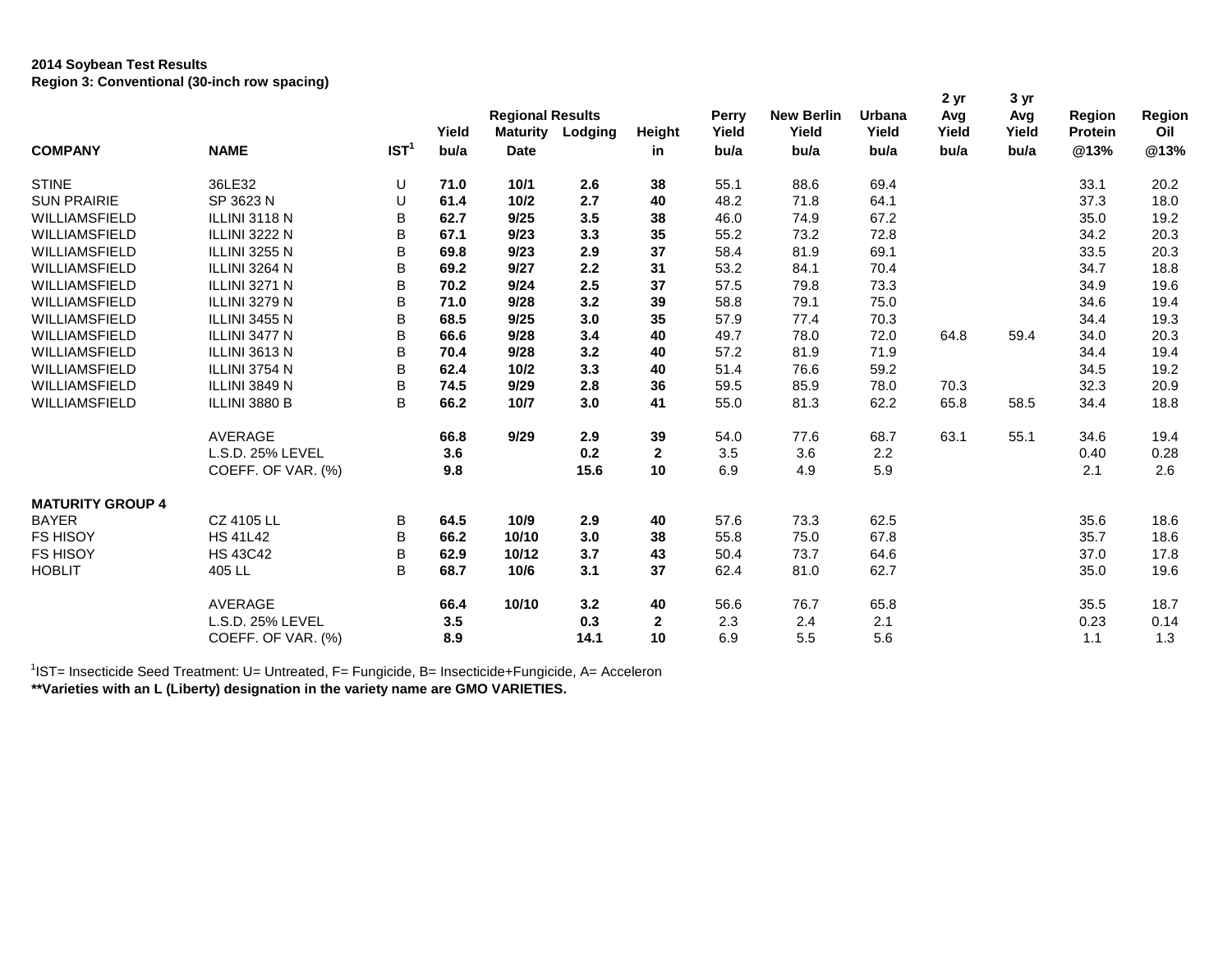**2014 Soybean Test Results**
**Region 3: Conventional (30-inch row spacing)**

| COMPANY | NAME | IST[1] | Regional Results Yield bu/a | Maturity Date | Lodging | Height in | Perry Yield bu/a | New Berlin Yield bu/a | Urbana Yield bu/a | 2 yr Avg Yield bu/a | 3 yr Avg Yield bu/a | Region Protein @13% | Region Oil @13% |
|---|---|---|---|---|---|---|---|---|---|---|---|---|---|
| STINE | 36LE32 | U | **71.0** | **10/1** | **2.6** | **38** | 55.1 | 88.6 | 69.4 | | | 33.1 | 20.2 |
| SUN PRAIRIE | SP 3623 N | U | **61.4** | **10/2** | **2.7** | **40** | 48.2 | 71.8 | 64.1 | | | 37.3 | 18.0 |
| WILLIAMSFIELD | ILLINI 3118 N | B | **62.7** | **9/25** | **3.5** | **38** | 46.0 | 74.9 | 67.2 | | | 35.0 | 19.2 |
| WILLIAMSFIELD | ILLINI 3222 N | B | **67.1** | **9/23** | **3.3** | **35** | 55.2 | 73.2 | 72.8 | | | 34.2 | 20.3 |
| WILLIAMSFIELD | ILLINI 3255 N | B | **69.8** | **9/23** | **2.9** | **37** | 58.4 | 81.9 | 69.1 | | | 33.5 | 20.3 |
| WILLIAMSFIELD | ILLINI 3264 N | B | **69.2** | **9/27** | **2.2** | **31** | 53.2 | 84.1 | 70.4 | | | 34.7 | 18.8 |
| WILLIAMSFIELD | ILLINI 3271 N | B | **70.2** | **9/24** | **2.5** | **37** | 57.5 | 79.8 | 73.3 | | | 34.9 | 19.6 |
| WILLIAMSFIELD | ILLINI 3279 N | B | **71.0** | **9/28** | **3.2** | **39** | 58.8 | 79.1 | 75.0 | | | 34.6 | 19.4 |
| WILLIAMSFIELD | ILLINI 3455 N | B | **68.5** | **9/25** | **3.0** | **35** | 57.9 | 77.4 | 70.3 | | | 34.4 | 19.3 |
| WILLIAMSFIELD | ILLINI 3477 N | B | **66.6** | **9/28** | **3.4** | **40** | 49.7 | 78.0 | 72.0 | 64.8 | 59.4 | 34.0 | 20.3 |
| WILLIAMSFIELD | ILLINI 3613 N | B | **70.4** | **9/28** | **3.2** | **40** | 57.2 | 81.9 | 71.9 | | | 34.4 | 19.4 |
| WILLIAMSFIELD | ILLINI 3754 N | B | **62.4** | **10/2** | **3.3** | **40** | 51.4 | 76.6 | 59.2 | | | 34.5 | 19.2 |
| WILLIAMSFIELD | ILLINI 3849 N | B | **74.5** | **9/29** | **2.8** | **36** | 59.5 | 85.9 | 78.0 | 70.3 | | 32.3 | 20.9 |
| WILLIAMSFIELD | ILLINI 3880 B | B | **66.2** | **10/7** | **3.0** | **41** | 55.0 | 81.3 | 62.2 | 65.8 | 58.5 | 34.4 | 18.8 |
| | AVERAGE | | **66.8** | **9/29** | **2.9** | **39** | 54.0 | 77.6 | 68.7 | 63.1 | 55.1 | 34.6 | 19.4 |
| | L.S.D. 25% LEVEL | | **3.6** | | **0.2** | **2** | 3.5 | 3.6 | 2.2 | | | 0.40 | 0.28 |
| | COEFF. OF VAR. (%) | | **9.8** | | **15.6** | **10** | 6.9 | 4.9 | 5.9 | | | 2.1 | 2.6 |
| **MATURITY GROUP 4** | | | | | | | | | | | | | |
| BAYER | CZ 4105 LL | B | **64.5** | **10/9** | **2.9** | **40** | 57.6 | 73.3 | 62.5 | | | 35.6 | 18.6 |
| FS HISOY | HS 41L42 | B | **66.2** | **10/10** | **3.0** | **38** | 55.8 | 75.0 | 67.8 | | | 35.7 | 18.6 |
| FS HISOY | HS 43C42 | B | **62.9** | **10/12** | **3.7** | **43** | 50.4 | 73.7 | 64.6 | | | 37.0 | 17.8 |
| HOBLIT | 405 LL | B | **68.7** | **10/6** | **3.1** | **37** | 62.4 | 81.0 | 62.7 | | | 35.0 | 19.6 |
| | AVERAGE | | **66.4** | **10/10** | **3.2** | **40** | 56.6 | 76.7 | 65.8 | | | 35.5 | 18.7 |
| | L.S.D. 25% LEVEL | | **3.5** | | **0.3** | **2** | 2.3 | 2.4 | 2.1 | | | 0.23 | 0.14 |
| | COEFF. OF VAR. (%) | | **8.9** | | **14.1** | **10** | 6.9 | 5.5 | 5.6 | | | 1.1 | 1.3 |

[1]IST= Insecticide Seed Treatment: U= Untreated, F= Fungicide, B= Insecticide+Fungicide, A= Acceleron

**\*\*Varieties with an L (Liberty) designation in the variety name are GMO VARIETIES.**